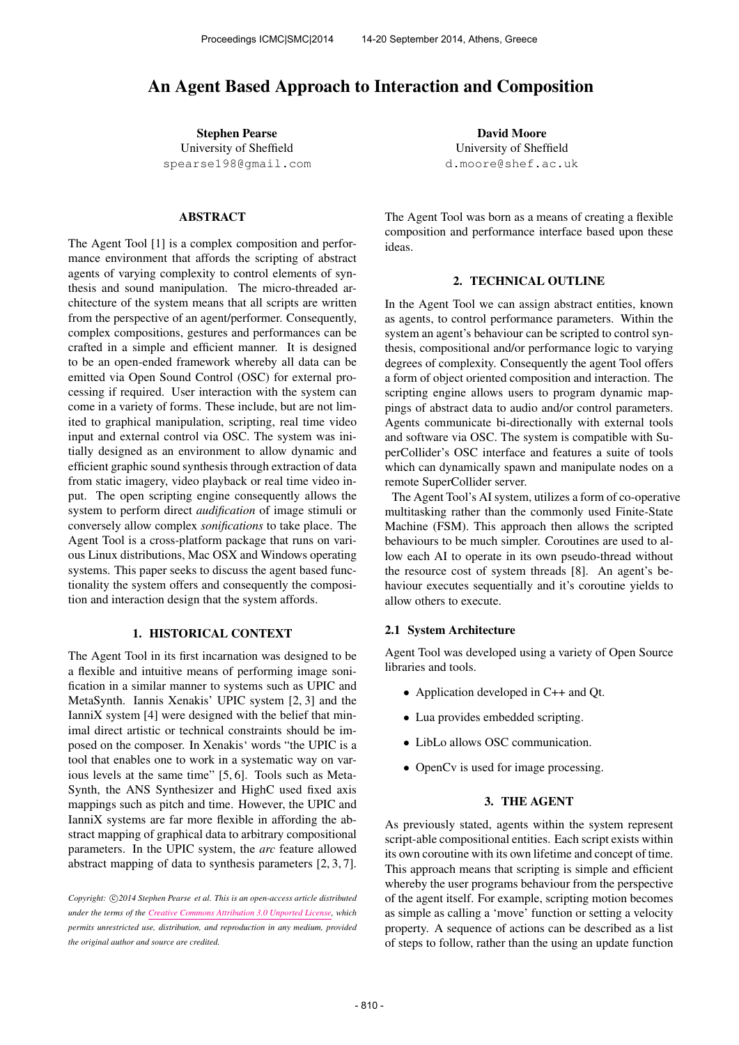# An Agent Based Approach to Interaction and Composition

**Stephen Pearse**
University of Sheffield
spearse198@gmail.com

**David Moore**
University of Sheffield
d.moore@shef.ac.uk

## ABSTRACT

The Agent Tool [1] is a complex composition and performance environment that affords the scripting of abstract agents of varying complexity to control elements of synthesis and sound manipulation. The micro-threaded architecture of the system means that all scripts are written from the perspective of an agent/performer. Consequently, complex compositions, gestures and performances can be crafted in a simple and efficient manner. It is designed to be an open-ended framework whereby all data can be emitted via Open Sound Control (OSC) for external processing if required. User interaction with the system can come in a variety of forms. These include, but are not limited to graphical manipulation, scripting, real time video input and external control via OSC. The system was initially designed as an environment to allow dynamic and efficient graphic sound synthesis through extraction of data from static imagery, video playback or real time video input. The open scripting engine consequently allows the system to perform direct *audification* of image stimuli or conversely allow complex *sonifications* to take place. The Agent Tool is a cross-platform package that runs on various Linux distributions, Mac OSX and Windows operating systems. This paper seeks to discuss the agent based functionality the system offers and consequently the composition and interaction design that the system affords.

## 1. HISTORICAL CONTEXT

The Agent Tool in its first incarnation was designed to be a flexible and intuitive means of performing image sonification in a similar manner to systems such as UPIC and MetaSynth. Iannis Xenakis' UPIC system [2, 3] and the IanniX system [4] were designed with the belief that minimal direct artistic or technical constraints should be imposed on the composer. In Xenakis' words "the UPIC is a tool that enables one to work in a systematic way on various levels at the same time" [5, 6]. Tools such as MetaSynth, the ANS Synthesizer and HighC used fixed axis mappings such as pitch and time. However, the UPIC and IanniX systems are far more flexible in affording the abstract mapping of graphical data to arbitrary compositional parameters. In the UPIC system, the *arc* feature allowed abstract mapping of data to synthesis parameters [2, 3, 7].

*Copyright: ©2014 Stephen Pearse et al. This is an open-access article distributed under the terms of the Creative Commons Attribution 3.0 Unported License, which permits unrestricted use, distribution, and reproduction in any medium, provided the original author and source are credited.*

The Agent Tool was born as a means of creating a flexible composition and performance interface based upon these ideas.

## 2. TECHNICAL OUTLINE

In the Agent Tool we can assign abstract entities, known as agents, to control performance parameters. Within the system an agent's behaviour can be scripted to control synthesis, compositional and/or performance logic to varying degrees of complexity. Consequently the agent Tool offers a form of object oriented composition and interaction. The scripting engine allows users to program dynamic mappings of abstract data to audio and/or control parameters. Agents communicate bi-directionally with external tools and software via OSC. The system is compatible with SuperCollider's OSC interface and features a suite of tools which can dynamically spawn and manipulate nodes on a remote SuperCollider server.

The Agent Tool's AI system, utilizes a form of co-operative multitasking rather than the commonly used Finite-State Machine (FSM). This approach then allows the scripted behaviours to be much simpler. Coroutines are used to allow each AI to operate in its own pseudo-thread without the resource cost of system threads [8]. An agent's behaviour executes sequentially and it's coroutine yields to allow others to execute.

### 2.1 System Architecture

Agent Tool was developed using a variety of Open Source libraries and tools.

- Application developed in C++ and Qt.
- Lua provides embedded scripting.
- LibLo allows OSC communication.
- OpenCv is used for image processing.

## 3. THE AGENT

As previously stated, agents within the system represent script-able compositional entities. Each script exists within its own coroutine with its own lifetime and concept of time. This approach means that scripting is simple and efficient whereby the user programs behaviour from the perspective of the agent itself. For example, scripting motion becomes as simple as calling a 'move' function or setting a velocity property. A sequence of actions can be described as a list of steps to follow, rather than the using an update function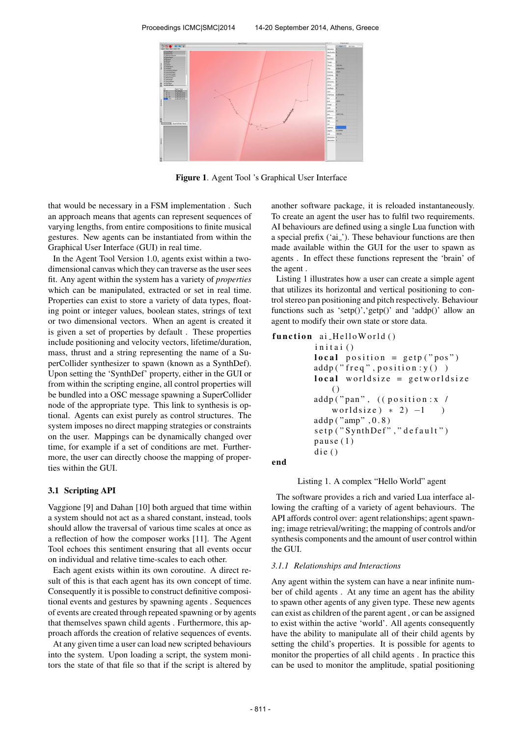**Figure 1**. Agent Tool 's Graphical User Interface

that would be necessary in a FSM implementation . Such an approach means that agents can represent sequences of varying lengths, from entire compositions to finite musical gestures. New agents can be instantiated from within the Graphical User Interface (GUI) in real time.

In the Agent Tool Version 1.0, agents exist within a two-dimensional canvas which they can traverse as the user sees fit. Any agent within the system has a variety of *properties* which can be manipulated, extracted or set in real time. Properties can exist to store a variety of data types, floating point or integer values, boolean states, strings of text or two dimensional vectors. When an agent is created it is given a set of properties by default . These properties include positioning and velocity vectors, lifetime/duration, mass, thrust and a string representing the name of a SuperCollider synthesizer to spawn (known as a SynthDef). Upon setting the 'SynthDef' property, either in the GUI or from within the scripting engine, all control properties will be bundled into a OSC message spawning a SuperCollider node of the appropriate type. This link to synthesis is optional. Agents can exist purely as control structures. The system imposes no direct mapping strategies or constraints on the user. Mappings can be dynamically changed over time, for example if a set of conditions are met. Furthermore, the user can directly choose the mapping of properties within the GUI.

### 3.1 Scripting API

Vaggione [9] and Dahan [10] both argued that time within a system should not act as a shared constant, instead, tools should allow the traversal of various time scales at once as a reflection of how the composer works [11]. The Agent Tool echoes this sentiment ensuring that all events occur on individual and relative time-scales to each other.

Each agent exists within its own coroutine. A direct result of this is that each agent has its own concept of time. Consequently it is possible to construct definitive compositional events and gestures by spawning agents . Sequences of events are created through repeated spawning or by agents that themselves spawn child agents . Furthermore, this approach affords the creation of relative sequences of events.

At any given time a user can load new scripted behaviours into the system. Upon loading a script, the system monitors the state of that file so that if the script is altered by another software package, it is reloaded instantaneously. To create an agent the user has to fulfil two requirements. AI behaviours are defined using a single Lua function with a special prefix ('ai_'). These behaviour functions are then made available within the GUI for the user to spawn as agents . In effect these functions represent the 'brain' of the agent .

Listing 1 illustrates how a user can create a simple agent that utilizes its horizontal and vertical positioning to control stereo pan positioning and pitch respectively. Behaviour functions such as 'setp()','getp()' and 'addp()' allow an agent to modify their own state or store data.

```
function ai_HelloWorld()
        initai()
        local position = getp("pos")
        addp("freq", position:y() )
        local worldsize = getworldsize
            ()
        addp("pan", ((position:x /
            worldsize) * 2) -1    )
        addp("amp",0.8)
        setp("SynthDef","default")
        pause(1)
        die()
end
```

Listing 1. A complex "Hello World" agent

The software provides a rich and varied Lua interface allowing the crafting of a variety of agent behaviours. The API affords control over: agent relationships; agent spawning; image retrieval/writing; the mapping of controls and/or synthesis components and the amount of user control within the GUI.

#### 3.1.1 Relationships and Interactions

Any agent within the system can have a near infinite number of child agents . At any time an agent has the ability to spawn other agents of any given type. These new agents can exist as children of the parent agent , or can be assigned to exist within the active 'world'. All agents consequently have the ability to manipulate all of their child agents by setting the child's properties. It is possible for agents to monitor the properties of all child agents . In practice this can be used to monitor the amplitude, spatial positioning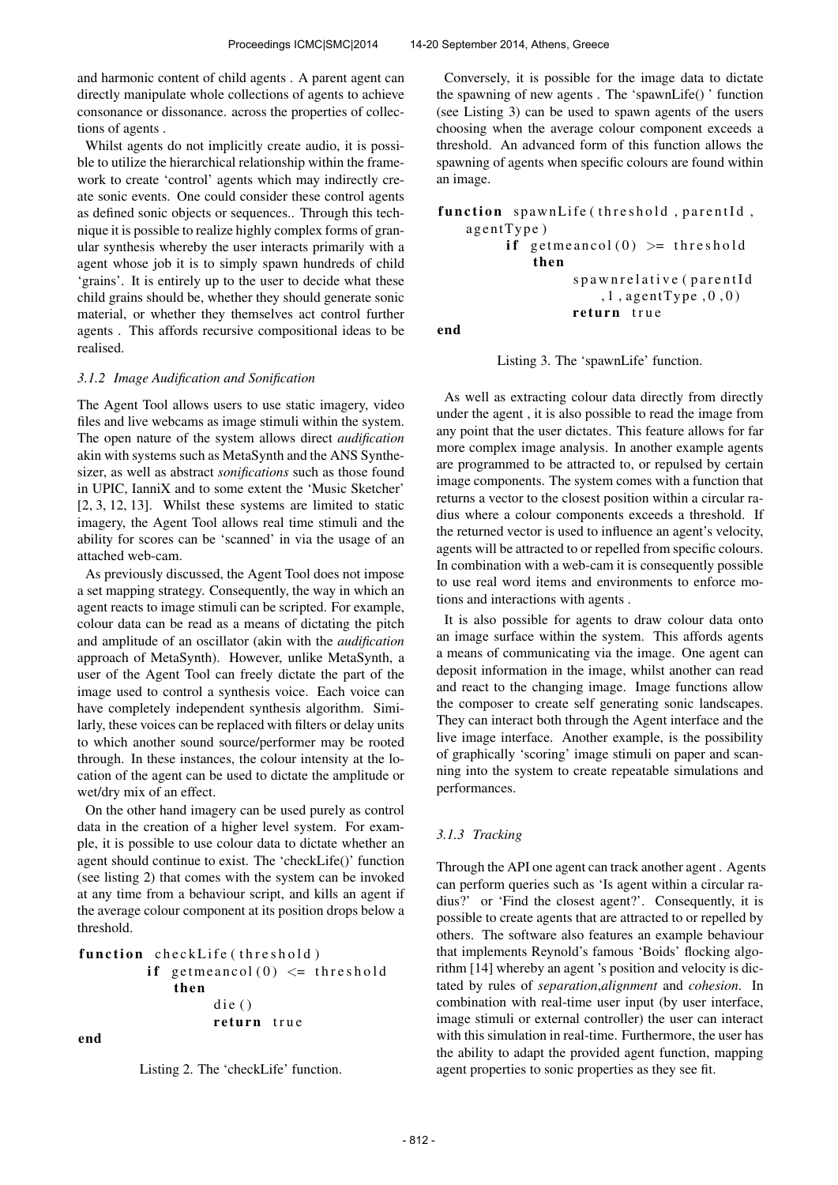and harmonic content of child agents . A parent agent can directly manipulate whole collections of agents to achieve consonance or dissonance. across the properties of collections of agents .

Whilst agents do not implicitly create audio, it is possible to utilize the hierarchical relationship within the framework to create 'control' agents which may indirectly create sonic events. One could consider these control agents as defined sonic objects or sequences.. Through this technique it is possible to realize highly complex forms of granular synthesis whereby the user interacts primarily with a agent whose job it is to simply spawn hundreds of child 'grains'. It is entirely up to the user to decide what these child grains should be, whether they should generate sonic material, or whether they themselves act control further agents . This affords recursive compositional ideas to be realised.

#### *3.1.2 Image Audification and Sonification*

The Agent Tool allows users to use static imagery, video files and live webcams as image stimuli within the system. The open nature of the system allows direct *audification* akin with systems such as MetaSynth and the ANS Synthesizer, as well as abstract *sonifications* such as those found in UPIC, IanniX and to some extent the 'Music Sketcher' [2, 3, 12, 13]. Whilst these systems are limited to static imagery, the Agent Tool allows real time stimuli and the ability for scores can be 'scanned' in via the usage of an attached web-cam.

As previously discussed, the Agent Tool does not impose a set mapping strategy. Consequently, the way in which an agent reacts to image stimuli can be scripted. For example, colour data can be read as a means of dictating the pitch and amplitude of an oscillator (akin with the *audification* approach of MetaSynth). However, unlike MetaSynth, a user of the Agent Tool can freely dictate the part of the image used to control a synthesis voice. Each voice can have completely independent synthesis algorithm. Similarly, these voices can be replaced with filters or delay units to which another sound source/performer may be rooted through. In these instances, the colour intensity at the location of the agent can be used to dictate the amplitude or wet/dry mix of an effect.

On the other hand imagery can be used purely as control data in the creation of a higher level system. For example, it is possible to use colour data to dictate whether an agent should continue to exist. The 'checkLife()' function (see listing 2) that comes with the system can be invoked at any time from a behaviour script, and kills an agent if the average colour component at its position drops below a threshold.

```
function checkLife(threshold)
        if getmeancol(0) <= threshold
            then
                die()
                return true
end
```

Listing 2. The 'checkLife' function.

Conversely, it is possible for the image data to dictate the spawning of new agents . The 'spawnLife() ' function (see Listing 3) can be used to spawn agents of the users choosing when the average colour component exceeds a threshold. An advanced form of this function allows the spawning of agents when specific colours are found within an image.

```
function spawnLife(threshold, parentId,
    agentType)
        if getmeancol(0) >= threshold
            then
                spawnrelative(parentId
                    ,1,agentType,0,0)
                return true
end
```

Listing 3. The 'spawnLife' function.

As well as extracting colour data directly from directly under the agent , it is also possible to read the image from any point that the user dictates. This feature allows for far more complex image analysis. In another example agents are programmed to be attracted to, or repulsed by certain image components. The system comes with a function that returns a vector to the closest position within a circular radius where a colour components exceeds a threshold. If the returned vector is used to influence an agent's velocity, agents will be attracted to or repelled from specific colours. In combination with a web-cam it is consequently possible to use real word items and environments to enforce motions and interactions with agents .

It is also possible for agents to draw colour data onto an image surface within the system. This affords agents a means of communicating via the image. One agent can deposit information in the image, whilst another can read and react to the changing image. Image functions allow the composer to create self generating sonic landscapes. They can interact both through the Agent interface and the live image interface. Another example, is the possibility of graphically 'scoring' image stimuli on paper and scanning into the system to create repeatable simulations and performances.

#### *3.1.3 Tracking*

Through the API one agent can track another agent . Agents can perform queries such as 'Is agent within a circular radius?' or 'Find the closest agent?'. Consequently, it is possible to create agents that are attracted to or repelled by others. The software also features an example behaviour that implements Reynold's famous 'Boids' flocking algorithm [14] whereby an agent 's position and velocity is dictated by rules of *separation*,*alignment* and *cohesion*. In combination with real-time user input (by user interface, image stimuli or external controller) the user can interact with this simulation in real-time. Furthermore, the user has the ability to adapt the provided agent function, mapping agent properties to sonic properties as they see fit.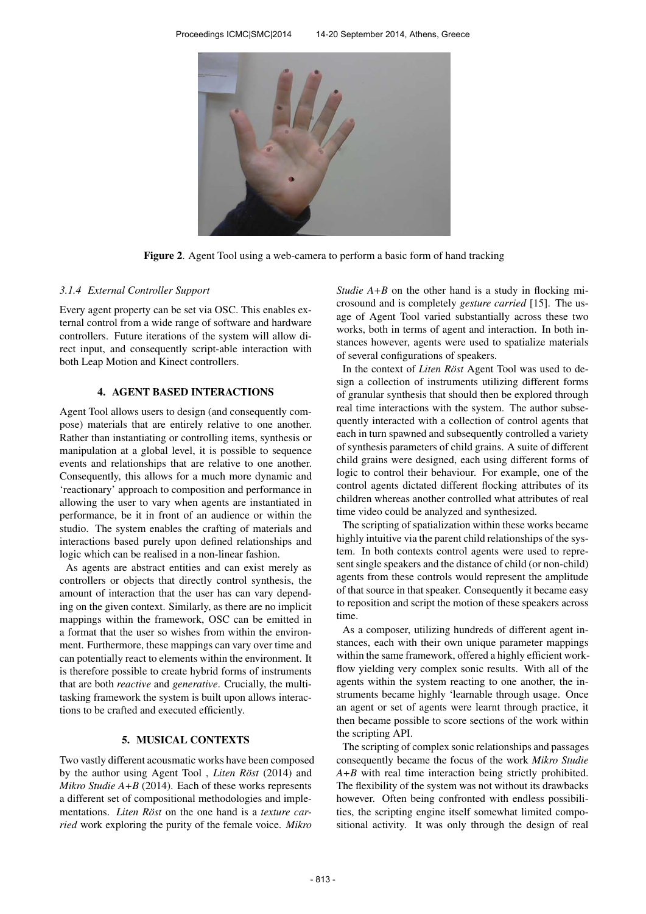Figure 2. Agent Tool using a web-camera to perform a basic form of hand tracking

#### 3.1.4 External Controller Support

Every agent property can be set via OSC. This enables external control from a wide range of software and hardware controllers. Future iterations of the system will allow direct input, and consequently script-able interaction with both Leap Motion and Kinect controllers.

## 4. AGENT BASED INTERACTIONS

Agent Tool allows users to design (and consequently compose) materials that are entirely relative to one another. Rather than instantiating or controlling items, synthesis or manipulation at a global level, it is possible to sequence events and relationships that are relative to one another. Consequently, this allows for a much more dynamic and 'reactionary' approach to composition and performance in allowing the user to vary when agents are instantiated in performance, be it in front of an audience or within the studio. The system enables the crafting of materials and interactions based purely upon defined relationships and logic which can be realised in a non-linear fashion.

As agents are abstract entities and can exist merely as controllers or objects that directly control synthesis, the amount of interaction that the user has can vary depending on the given context. Similarly, as there are no implicit mappings within the framework, OSC can be emitted in a format that the user so wishes from within the environment. Furthermore, these mappings can vary over time and can potentially react to elements within the environment. It is therefore possible to create hybrid forms of instruments that are both *reactive* and *generative*. Crucially, the multitasking framework the system is built upon allows interactions to be crafted and executed efficiently.

## 5. MUSICAL CONTEXTS

Two vastly different acousmatic works have been composed by the author using Agent Tool , *Liten Röst* (2014) and *Mikro Studie A+B* (2014). Each of these works represents a different set of compositional methodologies and implementations. *Liten Röst* on the one hand is a *texture carried* work exploring the purity of the female voice. *Mikro Studie A+B* on the other hand is a study in flocking microsound and is completely *gesture carried* [15]. The usage of Agent Tool varied substantially across these two works, both in terms of agent and interaction. In both instances however, agents were used to spatialize materials of several configurations of speakers.

In the context of *Liten Röst* Agent Tool was used to design a collection of instruments utilizing different forms of granular synthesis that should then be explored through real time interactions with the system. The author subsequently interacted with a collection of control agents that each in turn spawned and subsequently controlled a variety of synthesis parameters of child grains. A suite of different child grains were designed, each using different forms of logic to control their behaviour. For example, one of the control agents dictated different flocking attributes of its children whereas another controlled what attributes of real time video could be analyzed and synthesized.

The scripting of spatialization within these works became highly intuitive via the parent child relationships of the system. In both contexts control agents were used to represent single speakers and the distance of child (or non-child) agents from these controls would represent the amplitude of that source in that speaker. Consequently it became easy to reposition and script the motion of these speakers across time.

As a composer, utilizing hundreds of different agent instances, each with their own unique parameter mappings within the same framework, offered a highly efficient workflow yielding very complex sonic results. With all of the agents within the system reacting to one another, the instruments became highly 'learnable through usage. Once an agent or set of agents were learnt through practice, it then became possible to score sections of the work within the scripting API.

The scripting of complex sonic relationships and passages consequently became the focus of the work *Mikro Studie A+B* with real time interaction being strictly prohibited. The flexibility of the system was not without its drawbacks however. Often being confronted with endless possibilities, the scripting engine itself somewhat limited compositional activity. It was only through the design of real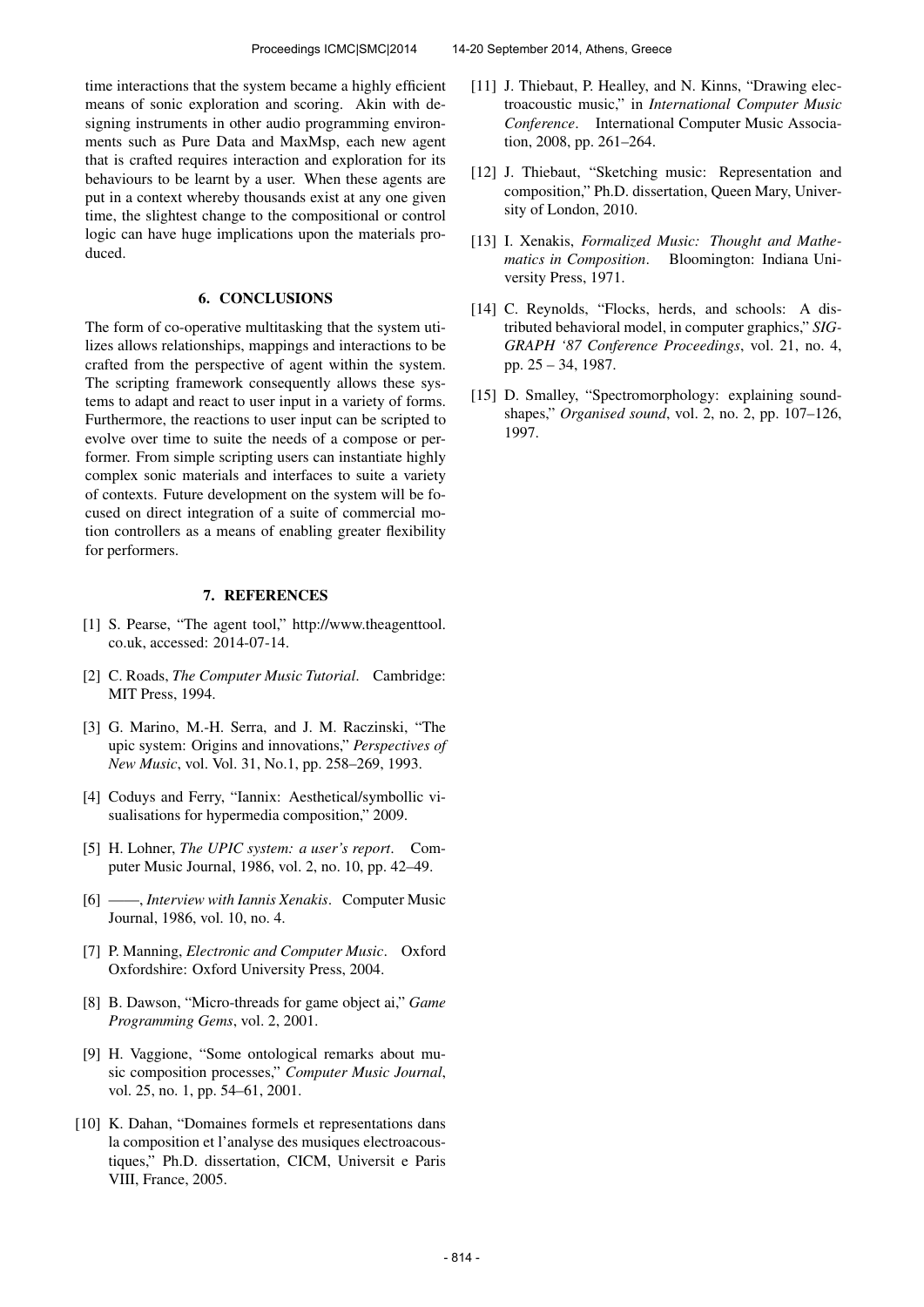time interactions that the system became a highly efficient means of sonic exploration and scoring. Akin with designing instruments in other audio programming environments such as Pure Data and MaxMsp, each new agent that is crafted requires interaction and exploration for its behaviours to be learnt by a user. When these agents are put in a context whereby thousands exist at any one given time, the slightest change to the compositional or control logic can have huge implications upon the materials produced.

## 6. CONCLUSIONS

The form of co-operative multitasking that the system utilizes allows relationships, mappings and interactions to be crafted from the perspective of agent within the system. The scripting framework consequently allows these systems to adapt and react to user input in a variety of forms. Furthermore, the reactions to user input can be scripted to evolve over time to suite the needs of a compose or performer. From simple scripting users can instantiate highly complex sonic materials and interfaces to suite a variety of contexts. Future development on the system will be focused on direct integration of a suite of commercial motion controllers as a means of enabling greater flexibility for performers.

## 7. REFERENCES

[1] S. Pearse, "The agent tool," http://www.theagenttool.co.uk, accessed: 2014-07-14.

[2] C. Roads, *The Computer Music Tutorial*. Cambridge: MIT Press, 1994.

[3] G. Marino, M.-H. Serra, and J. M. Raczinski, "The upic system: Origins and innovations," *Perspectives of New Music*, vol. Vol. 31, No.1, pp. 258–269, 1993.

[4] Coduys and Ferry, "Iannix: Aesthetical/symbollic visualisations for hypermedia composition," 2009.

[5] H. Lohner, *The UPIC system: a user's report*. Computer Music Journal, 1986, vol. 2, no. 10, pp. 42–49.

[6] ——, *Interview with Iannis Xenakis*. Computer Music Journal, 1986, vol. 10, no. 4.

[7] P. Manning, *Electronic and Computer Music*. Oxford Oxfordshire: Oxford University Press, 2004.

[8] B. Dawson, "Micro-threads for game object ai," *Game Programming Gems*, vol. 2, 2001.

[9] H. Vaggione, "Some ontological remarks about music composition processes," *Computer Music Journal*, vol. 25, no. 1, pp. 54–61, 2001.

[10] K. Dahan, "Domaines formels et representations dans la composition et l'analyse des musiques electroacoustiques," Ph.D. dissertation, CICM, Universit e Paris VIII, France, 2005.

[11] J. Thiebaut, P. Healley, and N. Kinns, "Drawing electroacoustic music," in *International Computer Music Conference*. International Computer Music Association, 2008, pp. 261–264.

[12] J. Thiebaut, "Sketching music: Representation and composition," Ph.D. dissertation, Queen Mary, University of London, 2010.

[13] I. Xenakis, *Formalized Music: Thought and Mathematics in Composition*. Bloomington: Indiana University Press, 1971.

[14] C. Reynolds, "Flocks, herds, and schools: A distributed behavioral model, in computer graphics," *SIGGRAPH '87 Conference Proceedings*, vol. 21, no. 4, pp. 25 – 34, 1987.

[15] D. Smalley, "Spectromorphology: explaining sound-shapes," *Organised sound*, vol. 2, no. 2, pp. 107–126, 1997.